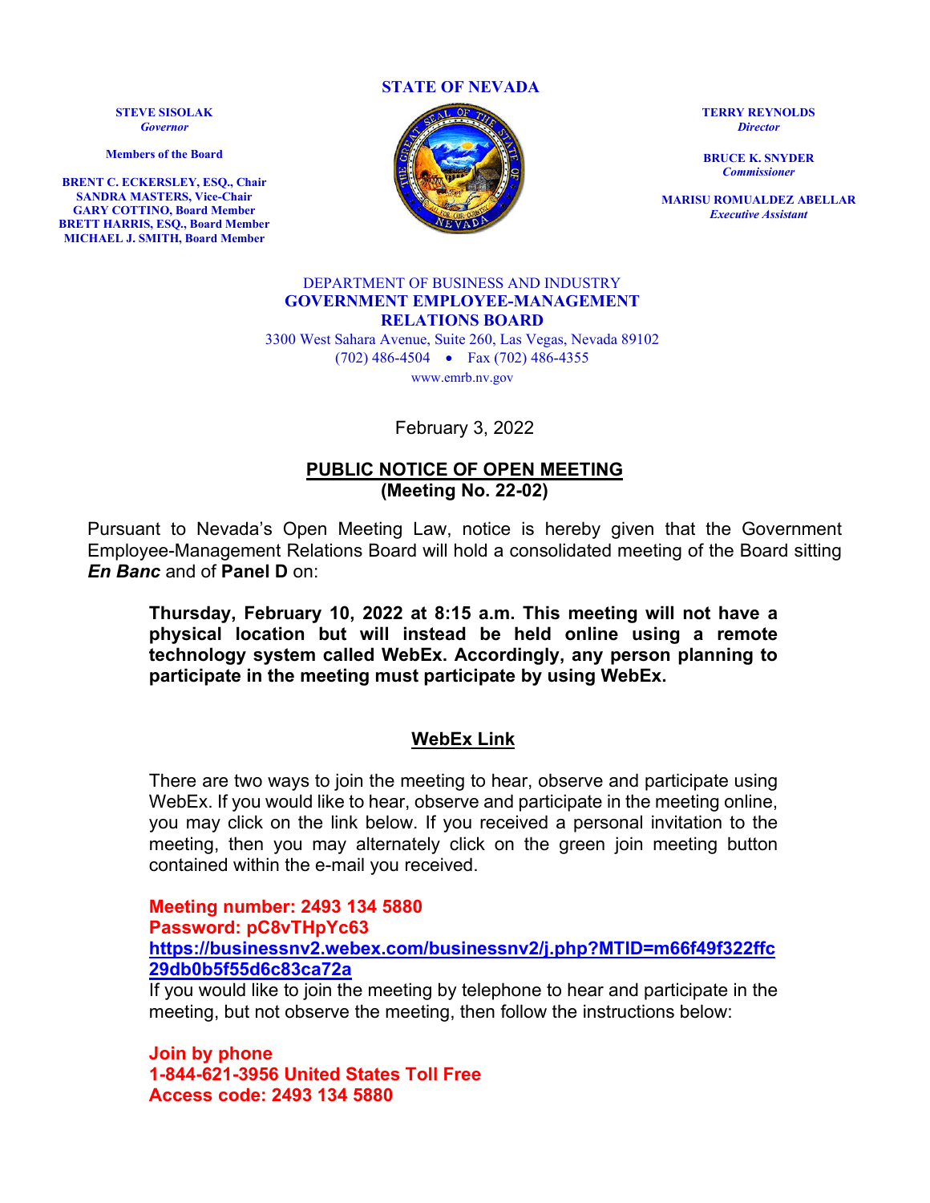**STATE OF NEVADA**

**STEVE SISOLAK**
*Governor*

**Members of the Board**

**BRENT C. ECKERSLEY, ESQ., Chair**
**SANDRA MASTERS, Vice-Chair**
**GARY COTTINO, Board Member**
**BRETT HARRIS, ESQ., Board Member**
**MICHAEL J. SMITH, Board Member**

**TERRY REYNOLDS**
*Director*

**BRUCE K. SNYDER**
*Commissioner*

**MARISU ROMUALDEZ ABELLAR**
*Executive Assistant*

DEPARTMENT OF BUSINESS AND INDUSTRY
**GOVERNMENT EMPLOYEE-MANAGEMENT RELATIONS BOARD**
3300 West Sahara Avenue, Suite 260, Las Vegas, Nevada 89102
(702) 486-4504 • Fax (702) 486-4355
www.emrb.nv.gov

February 3, 2022

## PUBLIC NOTICE OF OPEN MEETING
**(Meeting No. 22-02)**

Pursuant to Nevada's Open Meeting Law, notice is hereby given that the Government Employee-Management Relations Board will hold a consolidated meeting of the Board sitting ***En Banc*** and of **Panel D** on:

**Thursday, February 10, 2022 at 8:15 a.m. This meeting will not have a physical location but will instead be held online using a remote technology system called WebEx. Accordingly, any person planning to participate in the meeting must participate by using WebEx.**

### WebEx Link

There are two ways to join the meeting to hear, observe and participate using WebEx. If you would like to hear, observe and participate in the meeting online, you may click on the link below. If you received a personal invitation to the meeting, then you may alternately click on the green join meeting button contained within the e-mail you received.

**Meeting number: 2493 134 5880**
**Password: pC8vTHpYc63**
**https://businessnv2.webex.com/businessnv2/j.php?MTID=m66f49f322ffc29db0b5f55d6c83ca72a**
If you would like to join the meeting by telephone to hear and participate in the meeting, but not observe the meeting, then follow the instructions below:

**Join by phone**
**1-844-621-3956 United States Toll Free**
**Access code: 2493 134 5880**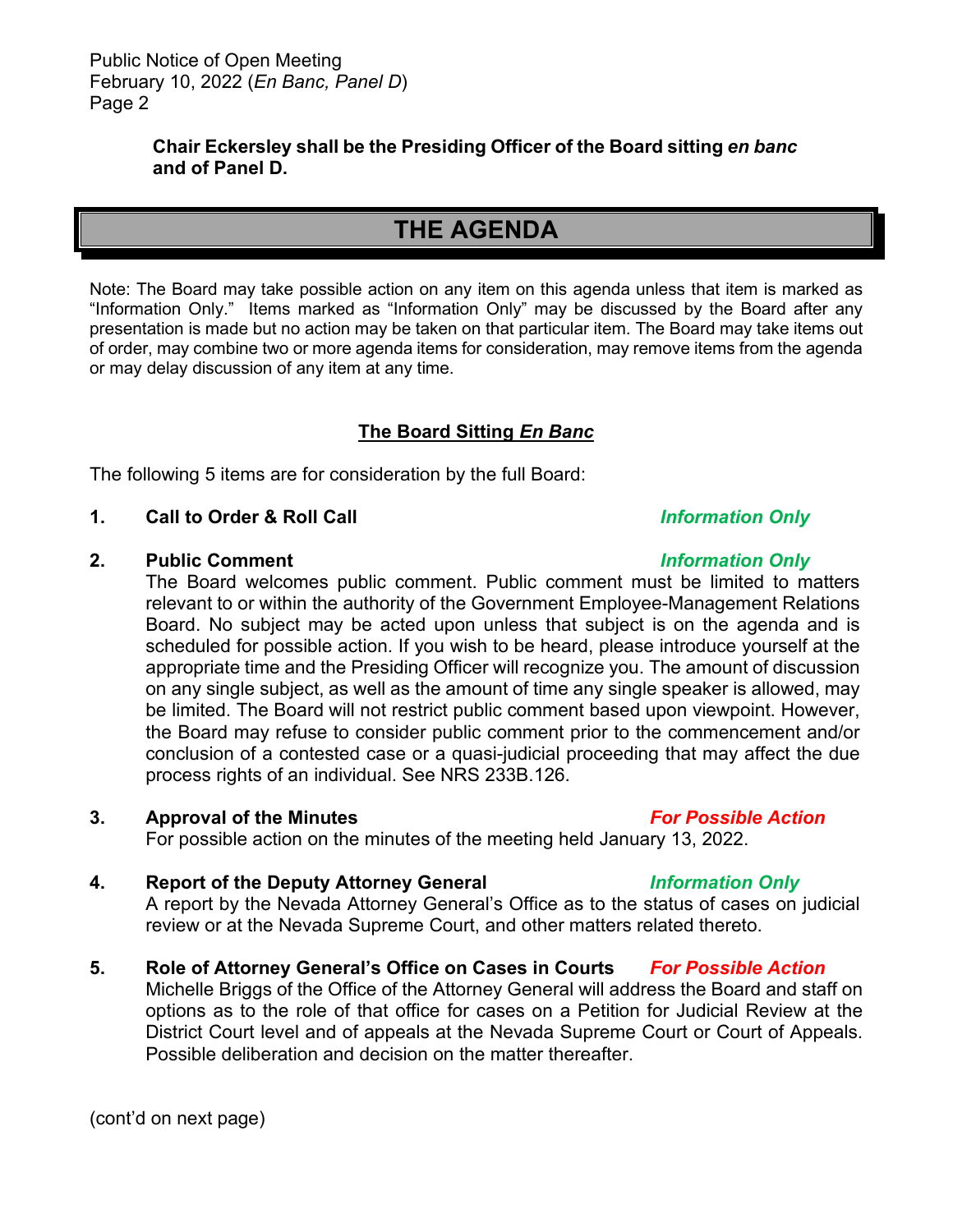**Chair Eckersley shall be the Presiding Officer of the Board sitting *en banc* and of Panel D.**

# THE AGENDA

Note: The Board may take possible action on any item on this agenda unless that item is marked as "Information Only." Items marked as "Information Only" may be discussed by the Board after any presentation is made but no action may be taken on that particular item. The Board may take items out of order, may combine two or more agenda items for consideration, may remove items from the agenda or may delay discussion of any item at any time.

## The Board Sitting *En Banc*

The following 5 items are for consideration by the full Board:

**1. Call to Order & Roll Call** *Information Only*

**2. Public Comment** *Information Only*

The Board welcomes public comment. Public comment must be limited to matters relevant to or within the authority of the Government Employee-Management Relations Board. No subject may be acted upon unless that subject is on the agenda and is scheduled for possible action. If you wish to be heard, please introduce yourself at the appropriate time and the Presiding Officer will recognize you. The amount of discussion on any single subject, as well as the amount of time any single speaker is allowed, may be limited. The Board will not restrict public comment based upon viewpoint. However, the Board may refuse to consider public comment prior to the commencement and/or conclusion of a contested case or a quasi-judicial proceeding that may affect the due process rights of an individual. See NRS 233B.126.

**3. Approval of the Minutes** ***For Possible Action***

For possible action on the minutes of the meeting held January 13, 2022.

**4. Report of the Deputy Attorney General** *Information Only*

A report by the Nevada Attorney General's Office as to the status of cases on judicial review or at the Nevada Supreme Court, and other matters related thereto.

**5. Role of Attorney General's Office on Cases in Courts** ***For Possible Action***

Michelle Briggs of the Office of the Attorney General will address the Board and staff on options as to the role of that office for cases on a Petition for Judicial Review at the District Court level and of appeals at the Nevada Supreme Court or Court of Appeals. Possible deliberation and decision on the matter thereafter.

(cont'd on next page)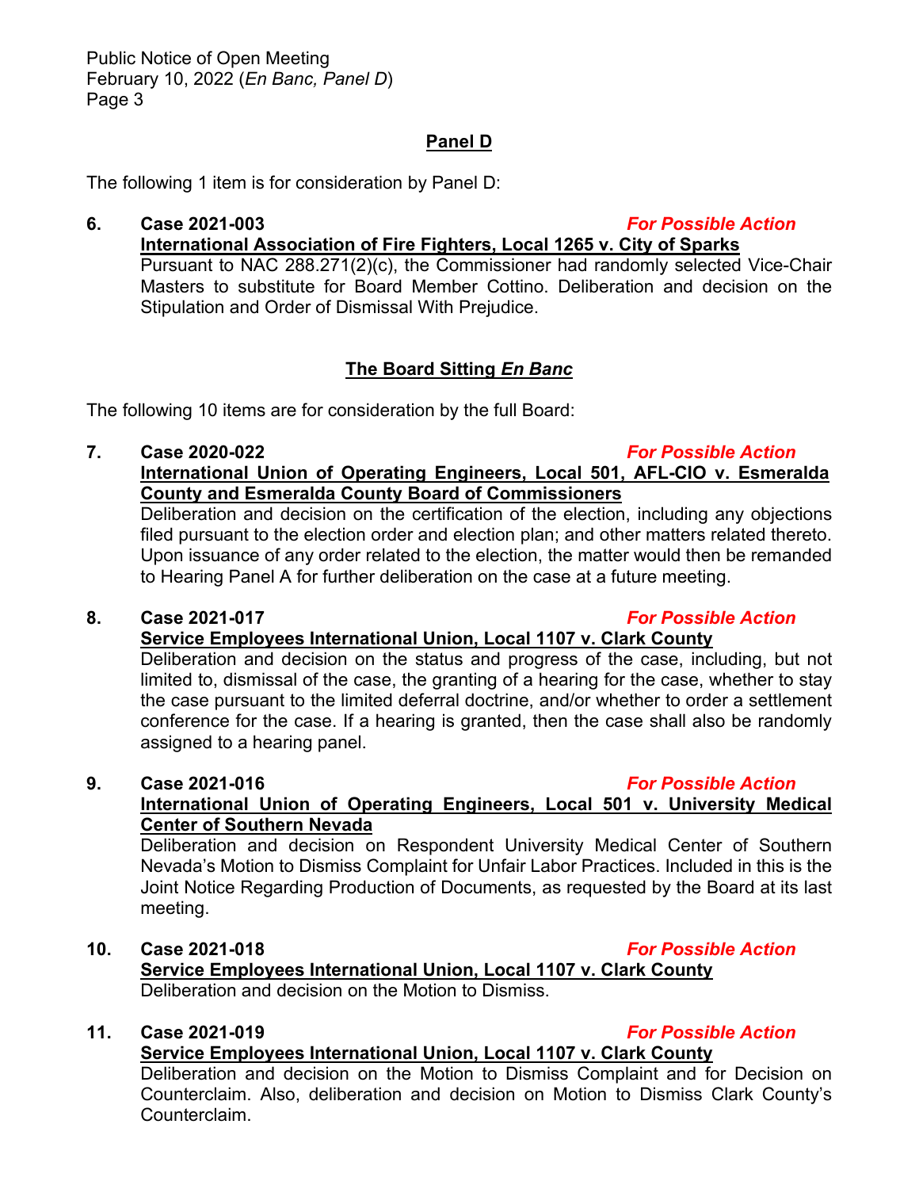## **Panel D**

The following 1 item is for consideration by Panel D:

**6. Case 2021-003** ***For Possible Action***

**International Association of Fire Fighters, Local 1265 v. City of Sparks**

Pursuant to NAC 288.271(2)(c), the Commissioner had randomly selected Vice-Chair Masters to substitute for Board Member Cottino. Deliberation and decision on the Stipulation and Order of Dismissal With Prejudice.

## **The Board Sitting *En Banc***

The following 10 items are for consideration by the full Board:

**7. Case 2020-022** ***For Possible Action***

**International Union of Operating Engineers, Local 501, AFL-CIO v. Esmeralda County and Esmeralda County Board of Commissioners**

Deliberation and decision on the certification of the election, including any objections filed pursuant to the election order and election plan; and other matters related thereto. Upon issuance of any order related to the election, the matter would then be remanded to Hearing Panel A for further deliberation on the case at a future meeting.

**8. Case 2021-017** ***For Possible Action***

**Service Employees International Union, Local 1107 v. Clark County**

Deliberation and decision on the status and progress of the case, including, but not limited to, dismissal of the case, the granting of a hearing for the case, whether to stay the case pursuant to the limited deferral doctrine, and/or whether to order a settlement conference for the case. If a hearing is granted, then the case shall also be randomly assigned to a hearing panel.

**9. Case 2021-016** ***For Possible Action***

**International Union of Operating Engineers, Local 501 v. University Medical Center of Southern Nevada**

Deliberation and decision on Respondent University Medical Center of Southern Nevada's Motion to Dismiss Complaint for Unfair Labor Practices. Included in this is the Joint Notice Regarding Production of Documents, as requested by the Board at its last meeting.

**10. Case 2021-018** ***For Possible Action***

**Service Employees International Union, Local 1107 v. Clark County**

Deliberation and decision on the Motion to Dismiss.

**11. Case 2021-019** ***For Possible Action***

**Service Employees International Union, Local 1107 v. Clark County**

Deliberation and decision on the Motion to Dismiss Complaint and for Decision on Counterclaim. Also, deliberation and decision on Motion to Dismiss Clark County's Counterclaim.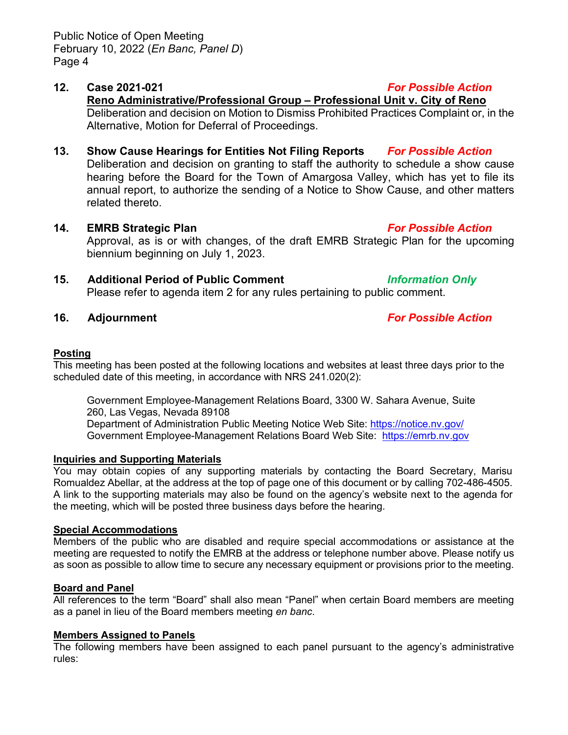**12. Case 2021-021** *For Possible Action*

**Reno Administrative/Professional Group – Professional Unit v. City of Reno**

Deliberation and decision on Motion to Dismiss Prohibited Practices Complaint or, in the Alternative, Motion for Deferral of Proceedings.

**13. Show Cause Hearings for Entities Not Filing Reports** *For Possible Action*

Deliberation and decision on granting to staff the authority to schedule a show cause hearing before the Board for the Town of Amargosa Valley, which has yet to file its annual report, to authorize the sending of a Notice to Show Cause, and other matters related thereto.

**14. EMRB Strategic Plan** *For Possible Action*

Approval, as is or with changes, of the draft EMRB Strategic Plan for the upcoming biennium beginning on July 1, 2023.

**15. Additional Period of Public Comment** *Information Only*

Please refer to agenda item 2 for any rules pertaining to public comment.

**16. Adjournment** *For Possible Action*

**Posting**

This meeting has been posted at the following locations and websites at least three days prior to the scheduled date of this meeting, in accordance with NRS 241.020(2):

Government Employee-Management Relations Board, 3300 W. Sahara Avenue, Suite 260, Las Vegas, Nevada 89108
Department of Administration Public Meeting Notice Web Site: https://notice.nv.gov/
Government Employee-Management Relations Board Web Site: https://emrb.nv.gov

**Inquiries and Supporting Materials**

You may obtain copies of any supporting materials by contacting the Board Secretary, Marisu Romualdez Abellar, at the address at the top of page one of this document or by calling 702-486-4505. A link to the supporting materials may also be found on the agency's website next to the agenda for the meeting, which will be posted three business days before the hearing.

**Special Accommodations**

Members of the public who are disabled and require special accommodations or assistance at the meeting are requested to notify the EMRB at the address or telephone number above. Please notify us as soon as possible to allow time to secure any necessary equipment or provisions prior to the meeting.

**Board and Panel**

All references to the term "Board" shall also mean "Panel" when certain Board members are meeting as a panel in lieu of the Board members meeting *en banc*.

**Members Assigned to Panels**

The following members have been assigned to each panel pursuant to the agency's administrative rules: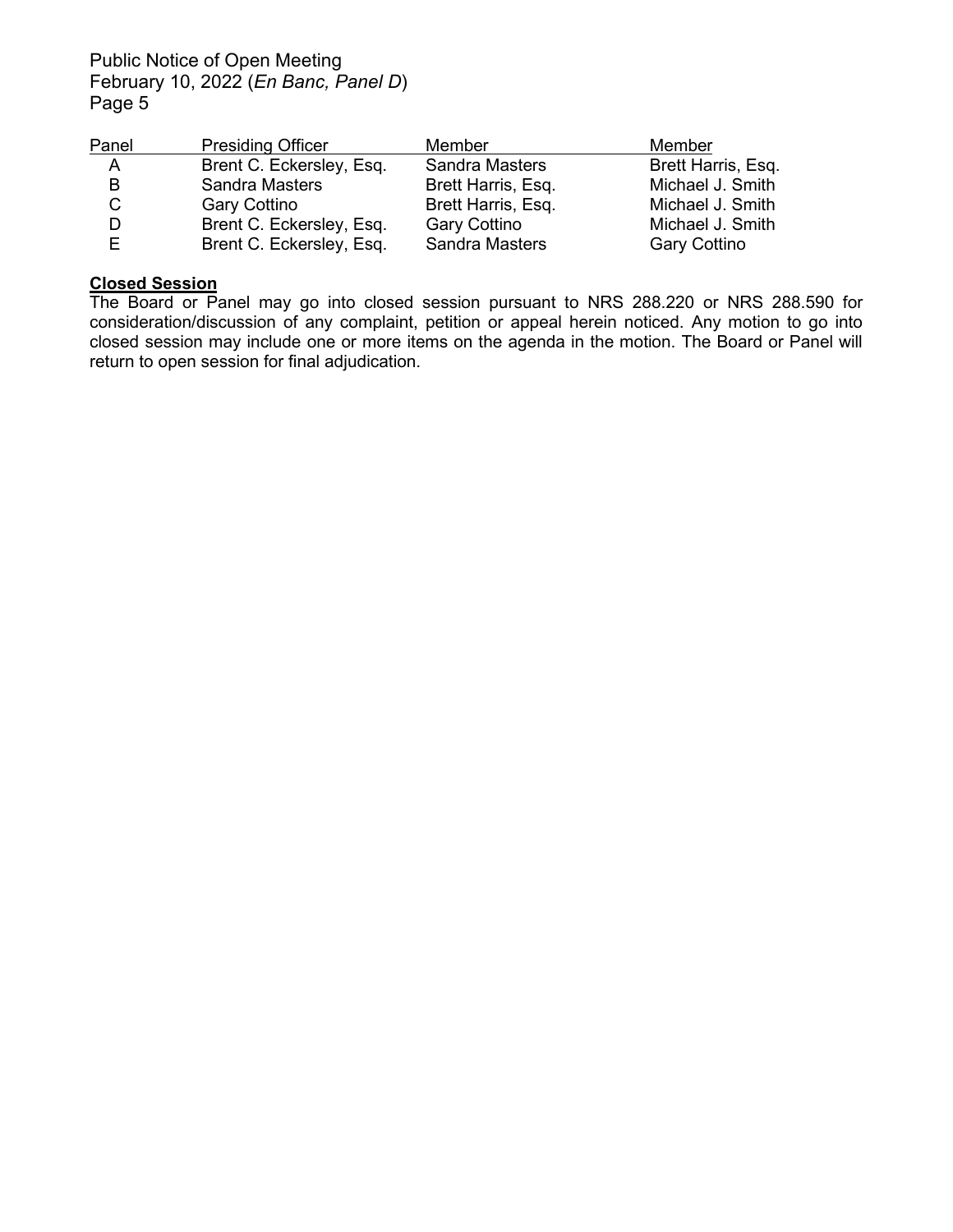| Panel | Presiding Officer | Member | Member |
| --- | --- | --- | --- |
| A | Brent C. Eckersley, Esq. | Sandra Masters | Brett Harris, Esq. |
| B | Sandra Masters | Brett Harris, Esq. | Michael J. Smith |
| C | Gary Cottino | Brett Harris, Esq. | Michael J. Smith |
| D | Brent C. Eckersley, Esq. | Gary Cottino | Michael J. Smith |
| E | Brent C. Eckersley, Esq. | Sandra Masters | Gary Cottino |

**Closed Session**

The Board or Panel may go into closed session pursuant to NRS 288.220 or NRS 288.590 for consideration/discussion of any complaint, petition or appeal herein noticed. Any motion to go into closed session may include one or more items on the agenda in the motion. The Board or Panel will return to open session for final adjudication.